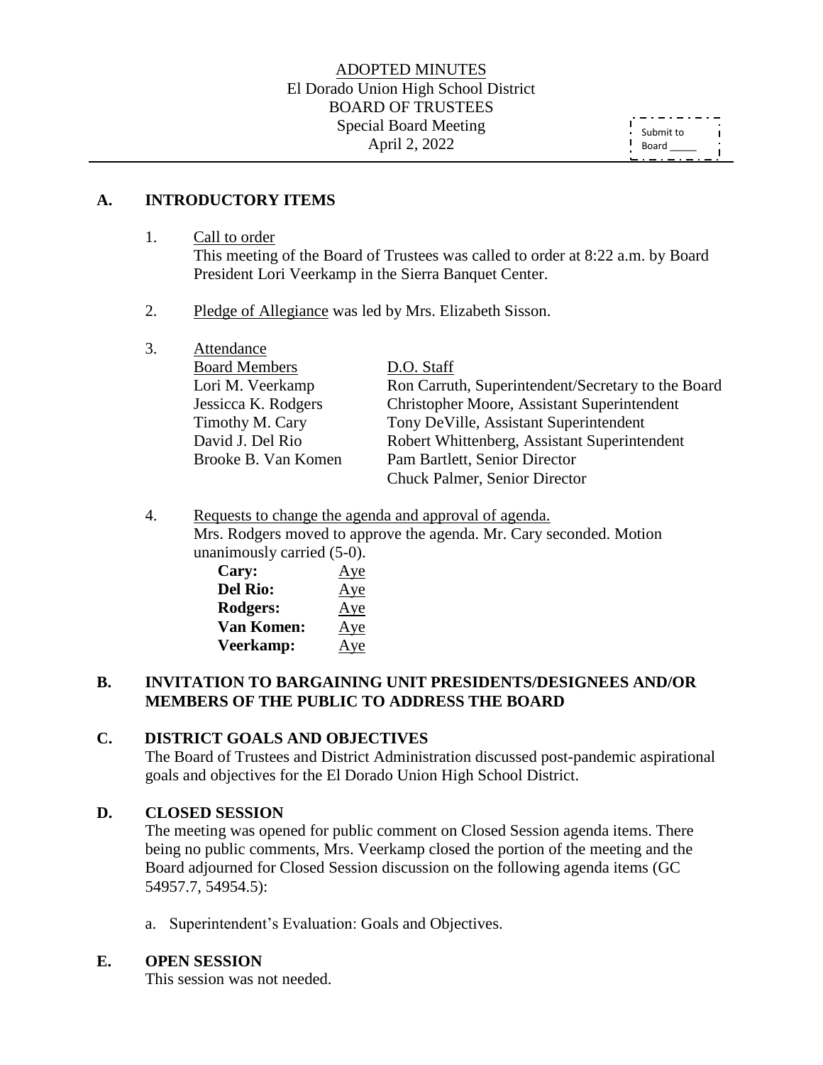ADOPTED MINUTES
El Dorado Union High School District
BOARD OF TRUSTEES
Special Board Meeting
April 2, 2022

Submit to Board _____

## A. INTRODUCTORY ITEMS

1. Call to order
   This meeting of the Board of Trustees was called to order at 8:22 a.m. by Board President Lori Veerkamp in the Sierra Banquet Center.

2. Pledge of Allegiance was led by Mrs. Elizabeth Sisson.

3. Attendance

| Board Members | D.O. Staff |
|---|---|
| Lori M. Veerkamp | Ron Carruth, Superintendent/Secretary to the Board |
| Jessicca K. Rodgers | Christopher Moore, Assistant Superintendent |
| Timothy M. Cary | Tony DeVille, Assistant Superintendent |
| David J. Del Rio | Robert Whittenberg, Assistant Superintendent |
| Brooke B. Van Komen | Pam Bartlett, Senior Director |
| | Chuck Palmer, Senior Director |

4. Requests to change the agenda and approval of agenda.
   Mrs. Rodgers moved to approve the agenda. Mr. Cary seconded. Motion unanimously carried (5-0).

| | |
|---|---|
| **Cary:** | Aye |
| **Del Rio:** | Aye |
| **Rodgers:** | Aye |
| **Van Komen:** | Aye |
| **Veerkamp:** | Aye |

## B. INVITATION TO BARGAINING UNIT PRESIDENTS/DESIGNEES AND/OR MEMBERS OF THE PUBLIC TO ADDRESS THE BOARD

## C. DISTRICT GOALS AND OBJECTIVES

The Board of Trustees and District Administration discussed post-pandemic aspirational goals and objectives for the El Dorado Union High School District.

## D. CLOSED SESSION

The meeting was opened for public comment on Closed Session agenda items. There being no public comments, Mrs. Veerkamp closed the portion of the meeting and the Board adjourned for Closed Session discussion on the following agenda items (GC 54957.7, 54954.5):

a. Superintendent's Evaluation: Goals and Objectives.

## E. OPEN SESSION

This session was not needed.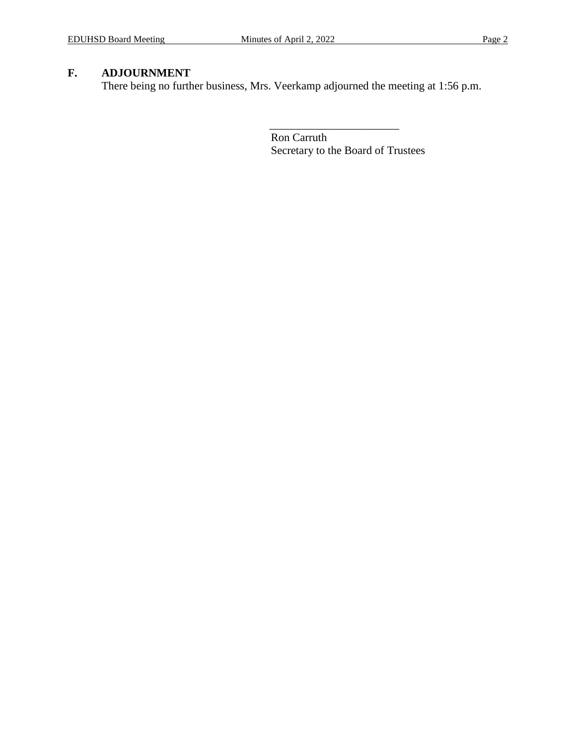## F. ADJOURNMENT

There being no further business, Mrs. Veerkamp adjourned the meeting at 1:56 p.m.

\_\_\_\_\_\_\_\_\_\_\_\_\_\_\_\_\_\_\_\_\_\_\_\_

Ron Carruth
Secretary to the Board of Trustees